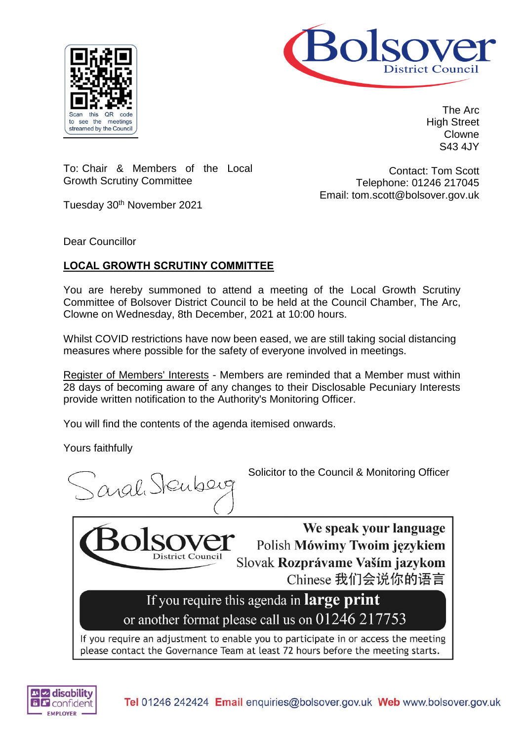Scan this QR code to see the meetings streamed by the Council

Bolsover District Council

The Arc
High Street
Clowne
S43 4JY

To: Chair & Members of the Local Growth Scrutiny Committee

Contact: Tom Scott
Telephone: 01246 217045
Email: tom.scott@bolsover.gov.uk

Tuesday 30th November 2021

Dear Councillor

## LOCAL GROWTH SCRUTINY COMMITTEE

You are hereby summoned to attend a meeting of the Local Growth Scrutiny Committee of Bolsover District Council to be held at the Council Chamber, The Arc, Clowne on Wednesday, 8th December, 2021 at 10:00 hours.

Whilst COVID restrictions have now been eased, we are still taking social distancing measures where possible for the safety of everyone involved in meetings.

Register of Members' Interests - Members are reminded that a Member must within 28 days of becoming aware of any changes to their Disclosable Pecuniary Interests provide written notification to the Authority's Monitoring Officer.

You will find the contents of the agenda itemised onwards.

Yours faithfully

Sarah Sternberg

Solicitor to the Council & Monitoring Officer

Bolsover District Council

**We speak your language**
Polish **Mówimy Twoim językiem**
Slovak **Rozprávame Vaším jazykom**
Chinese **我们会说你的语言**

If you require this agenda in **large print** or another format please call us on 01246 217753

If you require an adjustment to enable you to participate in or access the meeting please contact the Governance Team at least 72 hours before the meeting starts.

disability confident EMPLOYER

**Tel** 01246 242424 **Email** enquiries@bolsover.gov.uk **Web** www.bolsover.gov.uk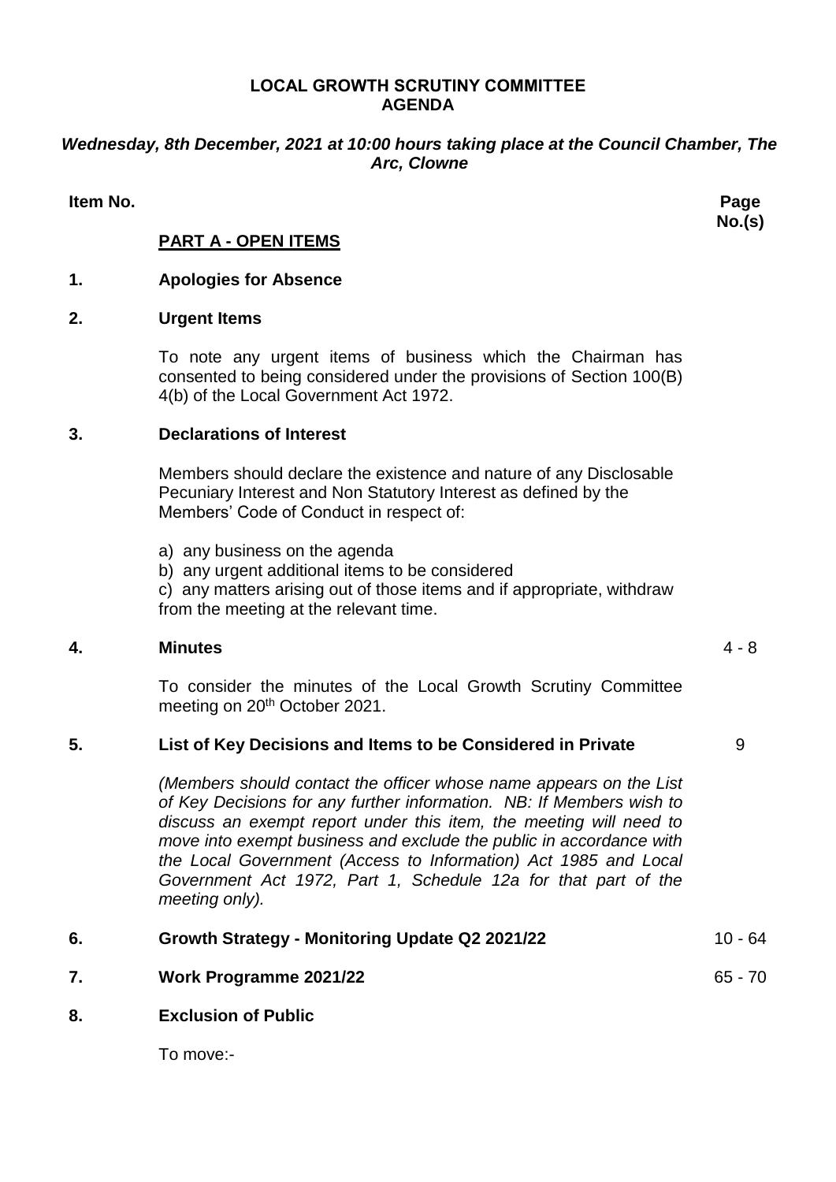# LOCAL GROWTH SCRUTINY COMMITTEE
# AGENDA

***Wednesday, 8th December, 2021 at 10:00 hours taking place at the Council Chamber, The Arc, Clowne***

| Item No. | | Page No.(s) |
|---|---|---|
| | **PART A - OPEN ITEMS** | |
| **1.** | **Apologies for Absence** | |
| **2.** | **Urgent Items**<br><br>To note any urgent items of business which the Chairman has consented to being considered under the provisions of Section 100(B) 4(b) of the Local Government Act 1972. | |
| **3.** | **Declarations of Interest**<br><br>Members should declare the existence and nature of any Disclosable Pecuniary Interest and Non Statutory Interest as defined by the Members' Code of Conduct in respect of:<br><br>a) any business on the agenda<br>b) any urgent additional items to be considered<br>c) any matters arising out of those items and if appropriate, withdraw from the meeting at the relevant time. | |
| **4.** | **Minutes**<br><br>To consider the minutes of the Local Growth Scrutiny Committee meeting on 20th October 2021. | 4 - 8 |
| **5.** | **List of Key Decisions and Items to be Considered in Private**<br><br>*(Members should contact the officer whose name appears on the List of Key Decisions for any further information. NB: If Members wish to discuss an exempt report under this item, the meeting will need to move into exempt business and exclude the public in accordance with the Local Government (Access to Information) Act 1985 and Local Government Act 1972, Part 1, Schedule 12a for that part of the meeting only).* | 9 |
| **6.** | **Growth Strategy - Monitoring Update Q2 2021/22** | 10 - 64 |
| **7.** | **Work Programme 2021/22** | 65 - 70 |
| **8.** | **Exclusion of Public**<br><br>To move:- | |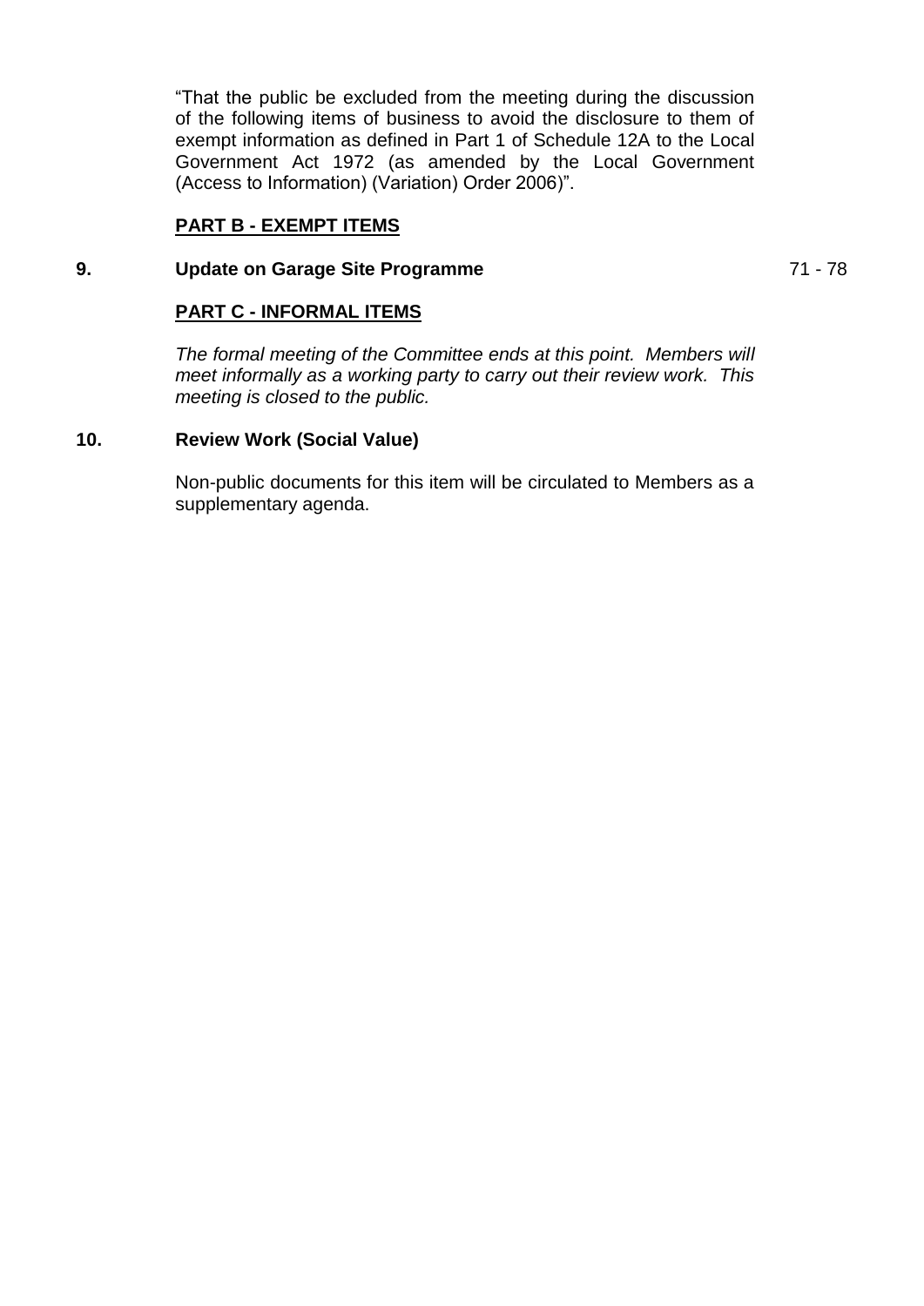"That the public be excluded from the meeting during the discussion of the following items of business to avoid the disclosure to them of exempt information as defined in Part 1 of Schedule 12A to the Local Government Act 1972 (as amended by the Local Government (Access to Information) (Variation) Order 2006)".

**PART B - EXEMPT ITEMS**

**9. Update on Garage Site Programme** 71 - 78

**PART C - INFORMAL ITEMS**

*The formal meeting of the Committee ends at this point. Members will meet informally as a working party to carry out their review work. This meeting is closed to the public.*

**10. Review Work (Social Value)**

Non-public documents for this item will be circulated to Members as a supplementary agenda.